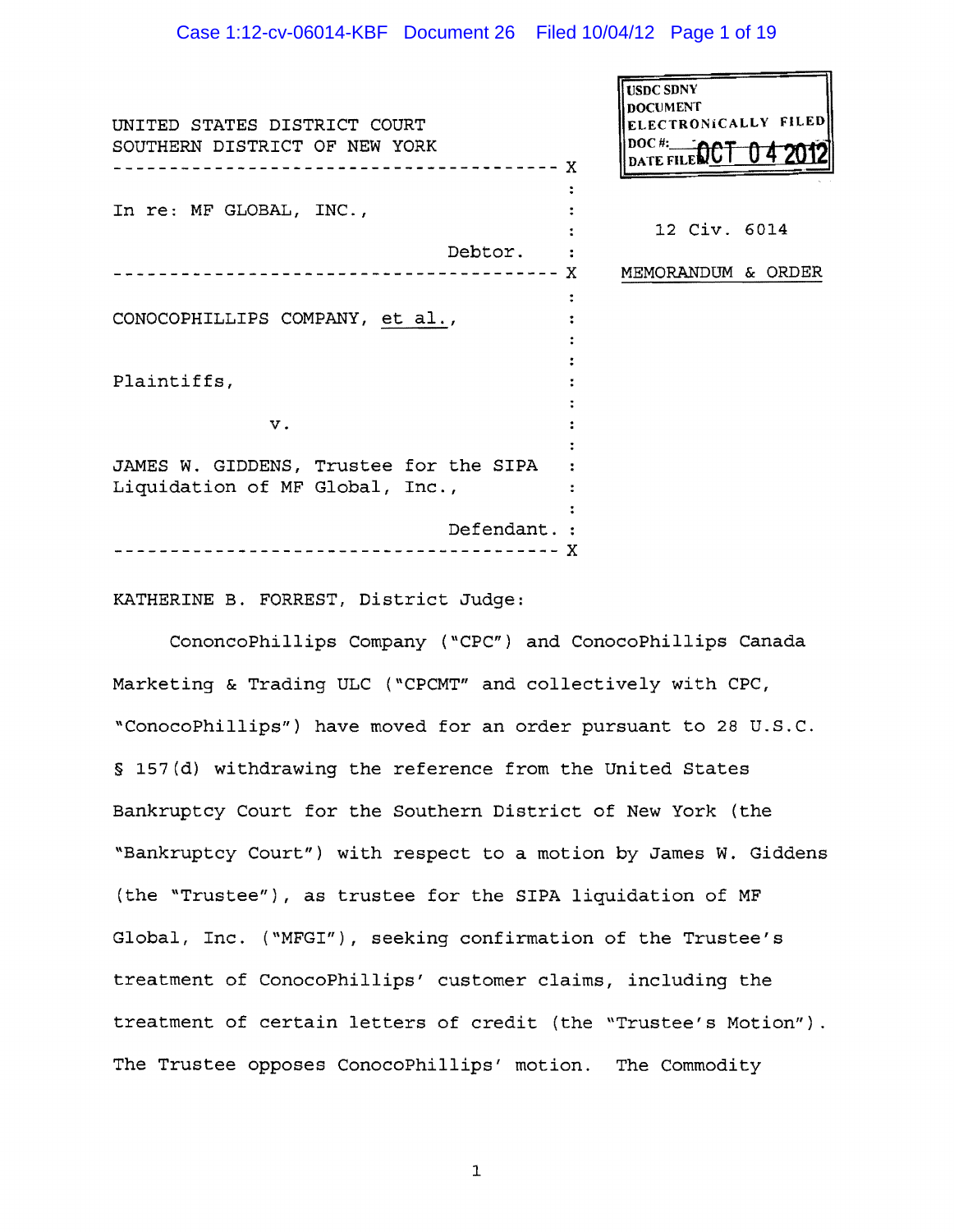USDC SDNY
DOCUMENT
ELECTRONICALLY FILED
DOC #:
DATE FILED: OCT 04 2012

UNITED STATES DISTRICT COURT
SOUTHERN DISTRICT OF NEW YORK

---

In re: MF GLOBAL, INC.,

Debtor.

---

CONOCOPHILLIPS COMPANY, et al.,

Plaintiffs,

v.

JAMES W. GIDDENS, Trustee for the SIPA Liquidation of MF Global, Inc.,

Defendant.

---

12 Civ. 6014

MEMORANDUM & ORDER

KATHERINE B. FORREST, District Judge:

CononcoPhillips Company ("CPC") and ConocoPhillips Canada Marketing & Trading ULC ("CPCMT" and collectively with CPC, "ConocoPhillips") have moved for an order pursuant to 28 U.S.C. § 157(d) withdrawing the reference from the United States Bankruptcy Court for the Southern District of New York (the "Bankruptcy Court") with respect to a motion by James W. Giddens (the "Trustee"), as trustee for the SIPA liquidation of MF Global, Inc. ("MFGI"), seeking confirmation of the Trustee's treatment of ConocoPhillips' customer claims, including the treatment of certain letters of credit (the "Trustee's Motion"). The Trustee opposes ConocoPhillips' motion. The Commodity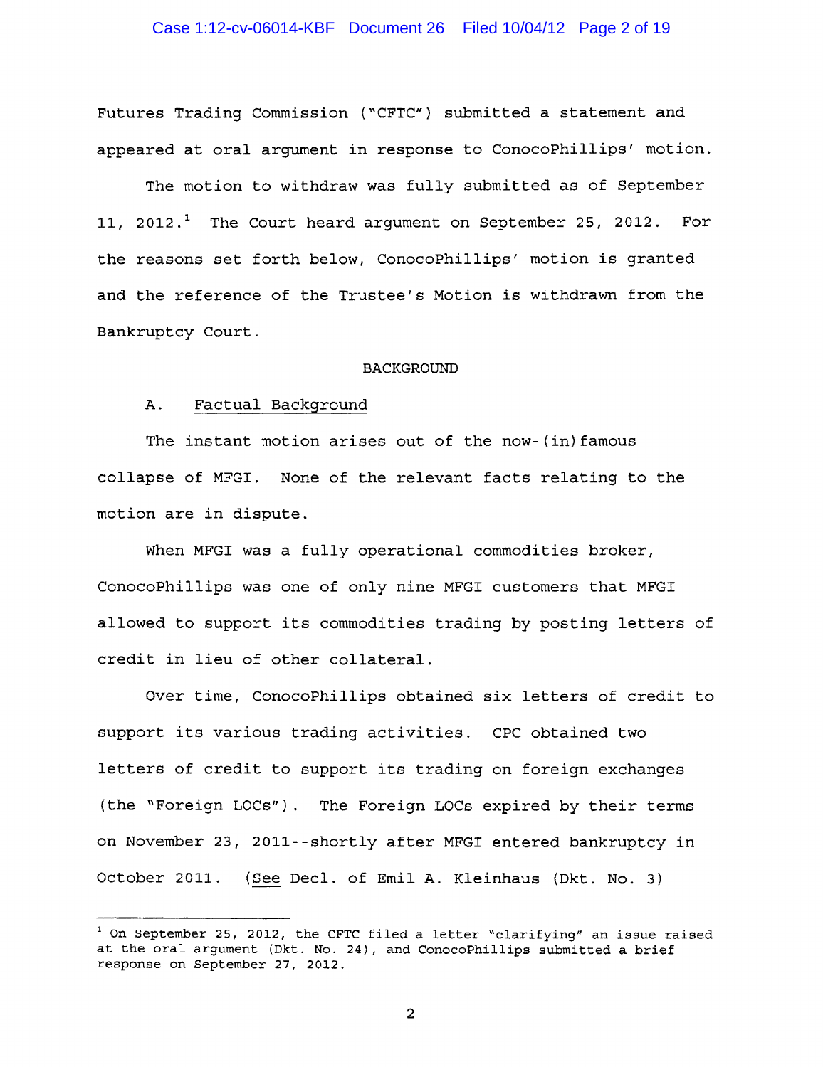Futures Trading Commission ("CFTC") submitted a statement and appeared at oral argument in response to ConocoPhillips' motion.

The motion to withdraw was fully submitted as of September 11, 2012.[1] The Court heard argument on September 25, 2012. For the reasons set forth below, ConocoPhillips' motion is granted and the reference of the Trustee's Motion is withdrawn from the Bankruptcy Court.

## BACKGROUND

### A. Factual Background

The instant motion arises out of the now-(in)famous collapse of MFGI. None of the relevant facts relating to the motion are in dispute.

When MFGI was a fully operational commodities broker, ConocoPhillips was one of only nine MFGI customers that MFGI allowed to support its commodities trading by posting letters of credit in lieu of other collateral.

Over time, ConocoPhillips obtained six letters of credit to support its various trading activities. CPC obtained two letters of credit to support its trading on foreign exchanges (the "Foreign LOCs"). The Foreign LOCs expired by their terms on November 23, 2011--shortly after MFGI entered bankruptcy in October 2011. (See Decl. of Emil A. Kleinhaus (Dkt. No. 3)

---

[1] On September 25, 2012, the CFTC filed a letter "clarifying" an issue raised at the oral argument (Dkt. No. 24), and ConocoPhillips submitted a brief response on September 27, 2012.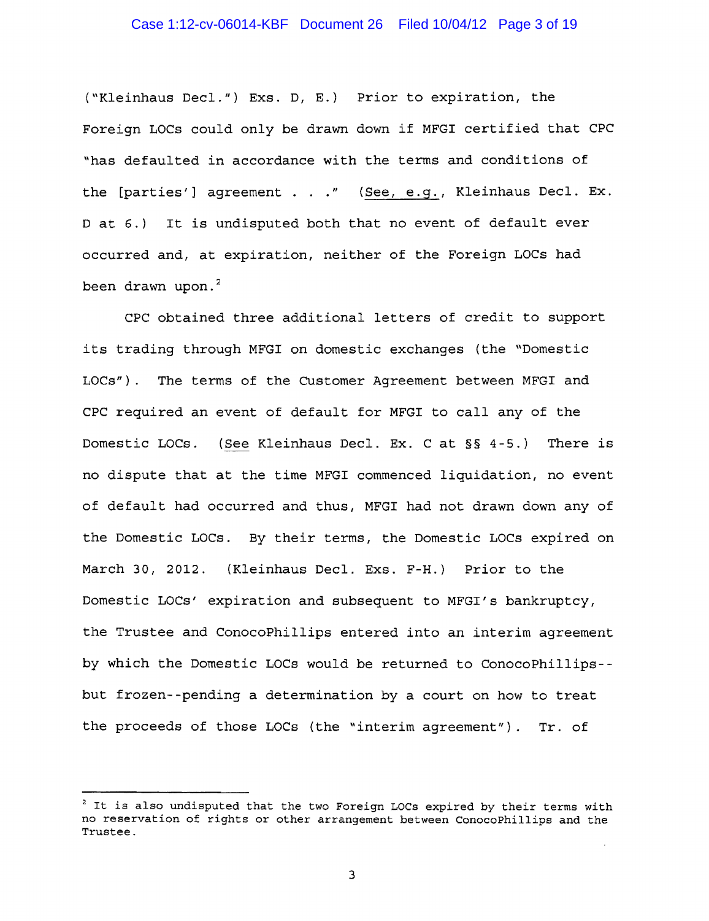("Kleinhaus Decl.") Exs. D, E.) Prior to expiration, the Foreign LOCs could only be drawn down if MFGI certified that CPC "has defaulted in accordance with the terms and conditions of the [parties'] agreement . . ." (See, e.g., Kleinhaus Decl. Ex. D at 6.) It is undisputed both that no event of default ever occurred and, at expiration, neither of the Foreign LOCs had been drawn upon.[2]

CPC obtained three additional letters of credit to support its trading through MFGI on domestic exchanges (the "Domestic LOCs"). The terms of the Customer Agreement between MFGI and CPC required an event of default for MFGI to call any of the Domestic LOCs. (See Kleinhaus Decl. Ex. C at §§ 4-5.) There is no dispute that at the time MFGI commenced liquidation, no event of default had occurred and thus, MFGI had not drawn down any of the Domestic LOCs. By their terms, the Domestic LOCs expired on March 30, 2012. (Kleinhaus Decl. Exs. F-H.) Prior to the Domestic LOCs' expiration and subsequent to MFGI's bankruptcy, the Trustee and ConocoPhillips entered into an interim agreement by which the Domestic LOCs would be returned to ConocoPhillips--but frozen--pending a determination by a court on how to treat the proceeds of those LOCs (the "interim agreement"). Tr. of

---

[2] It is also undisputed that the two Foreign LOCs expired by their terms with no reservation of rights or other arrangement between ConocoPhillips and the Trustee.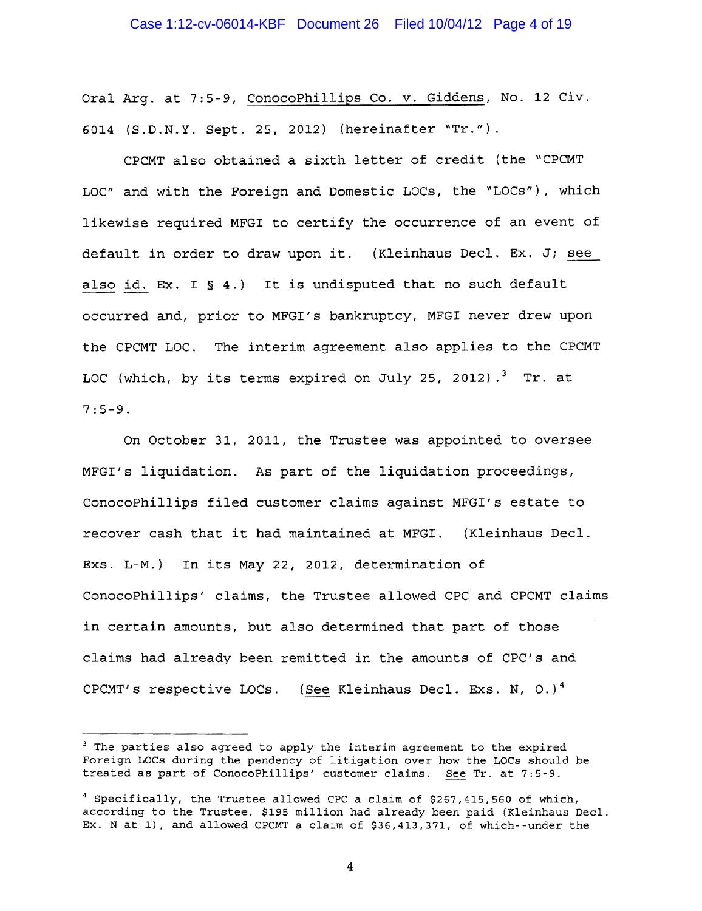Oral Arg. at 7:5-9, ConocoPhillips Co. v. Giddens, No. 12 Civ. 6014 (S.D.N.Y. Sept. 25, 2012) (hereinafter "Tr.").

CPCMT also obtained a sixth letter of credit (the "CPCMT LOC" and with the Foreign and Domestic LOCs, the "LOCs"), which likewise required MFGI to certify the occurrence of an event of default in order to draw upon it. (Kleinhaus Decl. Ex. J; see also id. Ex. I § 4.) It is undisputed that no such default occurred and, prior to MFGI's bankruptcy, MFGI never drew upon the CPCMT LOC. The interim agreement also applies to the CPCMT LOC (which, by its terms expired on July 25, 2012).[3] Tr. at 7:5-9.

On October 31, 2011, the Trustee was appointed to oversee MFGI's liquidation. As part of the liquidation proceedings, ConocoPhillips filed customer claims against MFGI's estate to recover cash that it had maintained at MFGI. (Kleinhaus Decl. Exs. L-M.) In its May 22, 2012, determination of ConocoPhillips' claims, the Trustee allowed CPC and CPCMT claims in certain amounts, but also determined that part of those claims had already been remitted in the amounts of CPC's and CPCMT's respective LOCs. (See Kleinhaus Decl. Exs. N, O.)[4]

[3] The parties also agreed to apply the interim agreement to the expired Foreign LOCs during the pendency of litigation over how the LOCs should be treated as part of ConocoPhillips' customer claims. See Tr. at 7:5-9.

[4] Specifically, the Trustee allowed CPC a claim of $267,415,560 of which, according to the Trustee, $195 million had already been paid (Kleinhaus Decl. Ex. N at 1), and allowed CPCMT a claim of $36,413,371, of which--under the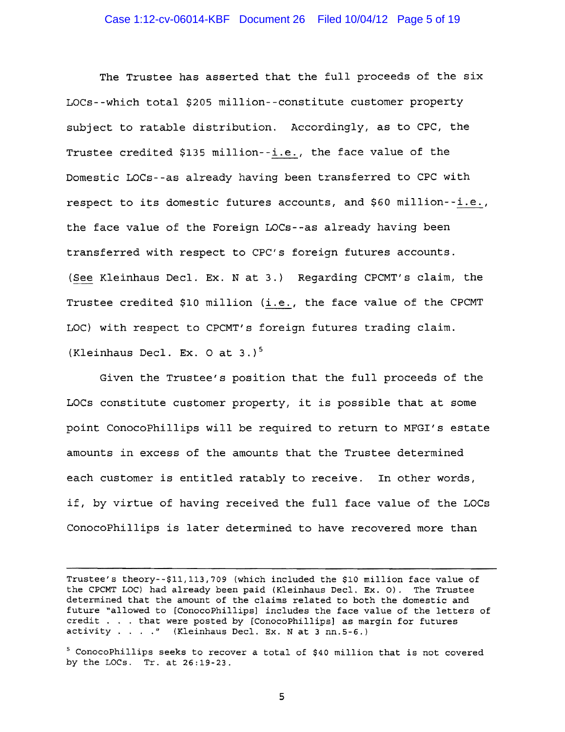The Trustee has asserted that the full proceeds of the six LOCs--which total $205 million--constitute customer property subject to ratable distribution. Accordingly, as to CPC, the Trustee credited $135 million--*i.e.*, the face value of the Domestic LOCs--as already having been transferred to CPC with respect to its domestic futures accounts, and $60 million--*i.e.*, the face value of the Foreign LOCs--as already having been transferred with respect to CPC's foreign futures accounts. (*See* Kleinhaus Decl. Ex. N at 3.) Regarding CPCMT's claim, the Trustee credited $10 million (*i.e.*, the face value of the CPCMT LOC) with respect to CPCMT's foreign futures trading claim. (Kleinhaus Decl. Ex. O at 3.)[5]

Given the Trustee's position that the full proceeds of the LOCs constitute customer property, it is possible that at some point ConocoPhillips will be required to return to MFGI's estate amounts in excess of the amounts that the Trustee determined each customer is entitled ratably to receive. In other words, if, by virtue of having received the full face value of the LOCs ConocoPhillips is later determined to have recovered more than

---

Trustee's theory--$11,113,709 (which included the $10 million face value of the CPCMT LOC) had already been paid (Kleinhaus Decl. Ex. O). The Trustee determined that the amount of the claims related to both the domestic and future "allowed to [ConocoPhillips] includes the face value of the letters of credit . . . that were posted by [ConocoPhillips] as margin for futures activity . . . ." (Kleinhaus Decl. Ex. N at 3 nn.5-6.)

[5] ConocoPhillips seeks to recover a total of $40 million that is not covered by the LOCs. Tr. at 26:19-23.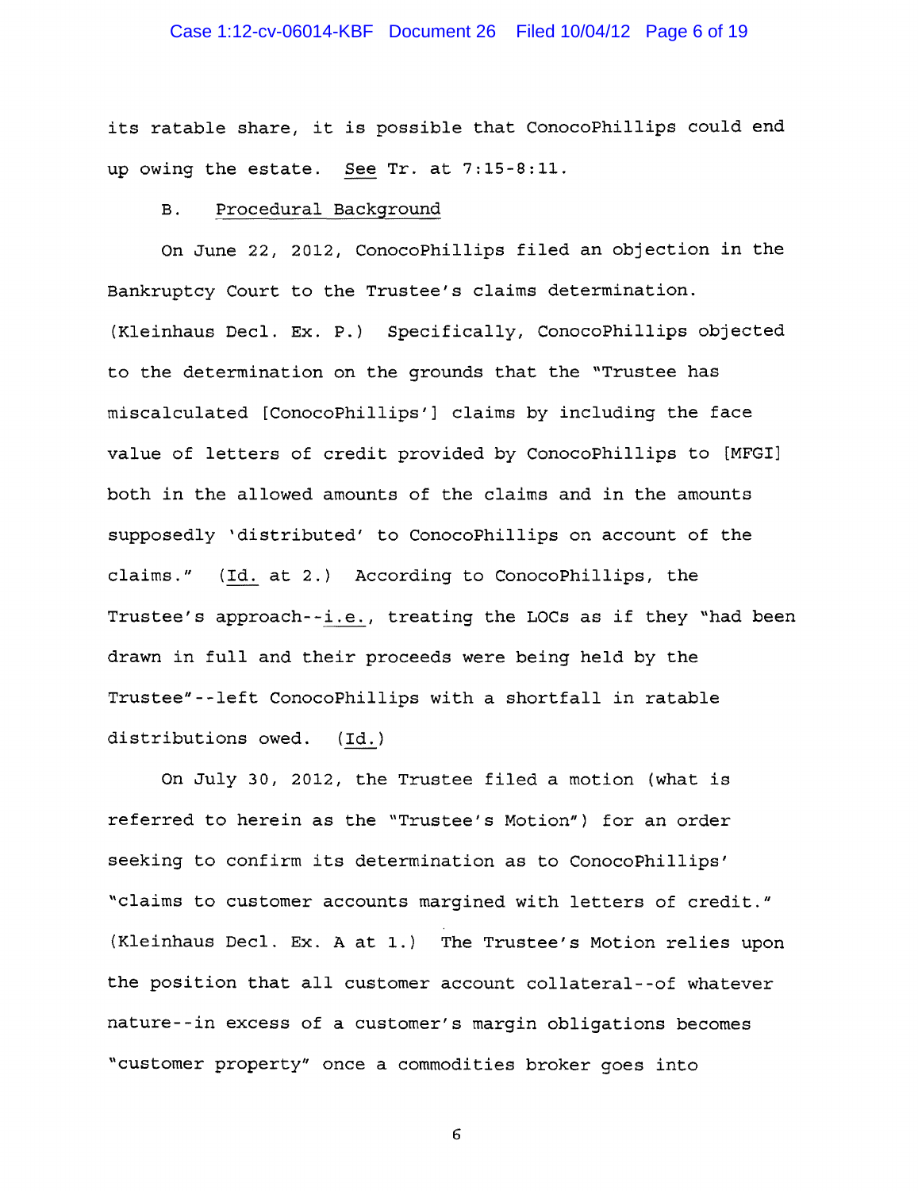its ratable share, it is possible that ConocoPhillips could end up owing the estate. _See_ Tr. at 7:15-8:11.

B. Procedural Background

On June 22, 2012, ConocoPhillips filed an objection in the Bankruptcy Court to the Trustee's claims determination. (Kleinhaus Decl. Ex. P.) Specifically, ConocoPhillips objected to the determination on the grounds that the "Trustee has miscalculated [ConocoPhillips'] claims by including the face value of letters of credit provided by ConocoPhillips to [MFGI] both in the allowed amounts of the claims and in the amounts supposedly 'distributed' to ConocoPhillips on account of the claims." (_Id._ at 2.) According to ConocoPhillips, the Trustee's approach--_i.e._, treating the LOCs as if they "had been drawn in full and their proceeds were being held by the Trustee"--left ConocoPhillips with a shortfall in ratable distributions owed. (_Id._)

On July 30, 2012, the Trustee filed a motion (what is referred to herein as the "Trustee's Motion") for an order seeking to confirm its determination as to ConocoPhillips' "claims to customer accounts margined with letters of credit." (Kleinhaus Decl. Ex. A at 1.) The Trustee's Motion relies upon the position that all customer account collateral--of whatever nature--in excess of a customer's margin obligations becomes "customer property" once a commodities broker goes into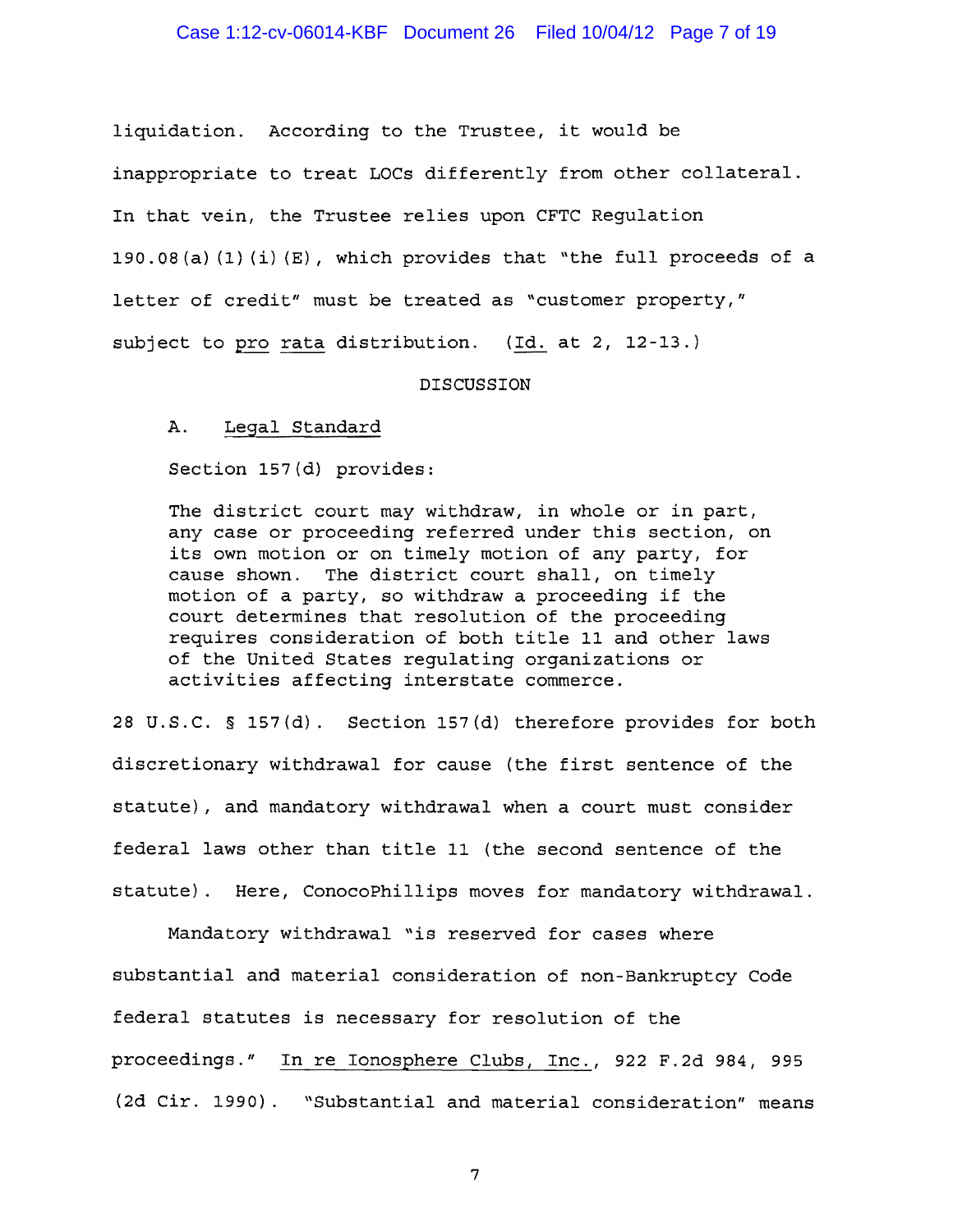liquidation. According to the Trustee, it would be inappropriate to treat LOCs differently from other collateral. In that vein, the Trustee relies upon CFTC Regulation 190.08(a)(1)(i)(E), which provides that "the full proceeds of a letter of credit" must be treated as "customer property," subject to pro rata distribution. (Id. at 2, 12-13.)

## DISCUSSION

### A. Legal Standard

Section 157(d) provides:

> The district court may withdraw, in whole or in part, any case or proceeding referred under this section, on its own motion or on timely motion of any party, for cause shown. The district court shall, on timely motion of a party, so withdraw a proceeding if the court determines that resolution of the proceeding requires consideration of both title 11 and other laws of the United States regulating organizations or activities affecting interstate commerce.

28 U.S.C. § 157(d). Section 157(d) therefore provides for both discretionary withdrawal for cause (the first sentence of the statute), and mandatory withdrawal when a court must consider federal laws other than title 11 (the second sentence of the statute). Here, ConocoPhillips moves for mandatory withdrawal.

Mandatory withdrawal "is reserved for cases where substantial and material consideration of non-Bankruptcy Code federal statutes is necessary for resolution of the proceedings." In re Ionosphere Clubs, Inc., 922 F.2d 984, 995 (2d Cir. 1990). "Substantial and material consideration" means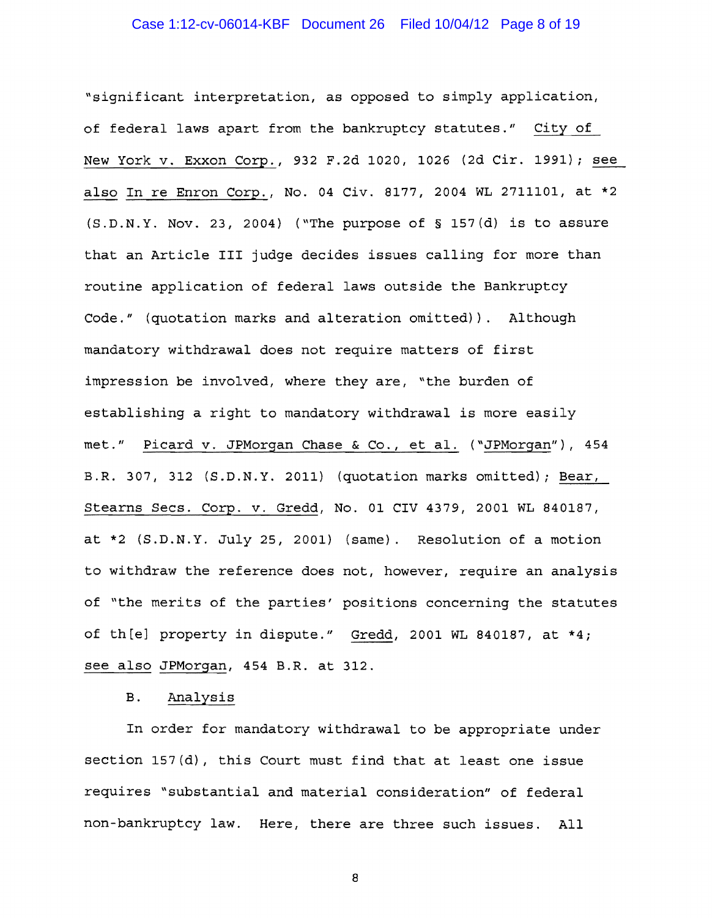"significant interpretation, as opposed to simply application, of federal laws apart from the bankruptcy statutes." City of New York v. Exxon Corp., 932 F.2d 1020, 1026 (2d Cir. 1991); see also In re Enron Corp., No. 04 Civ. 8177, 2004 WL 2711101, at *2 (S.D.N.Y. Nov. 23, 2004) ("The purpose of § 157(d) is to assure that an Article III judge decides issues calling for more than routine application of federal laws outside the Bankruptcy Code." (quotation marks and alteration omitted)). Although mandatory withdrawal does not require matters of first impression be involved, where they are, "the burden of establishing a right to mandatory withdrawal is more easily met." Picard v. JPMorgan Chase & Co., et al. ("JPMorgan"), 454 B.R. 307, 312 (S.D.N.Y. 2011) (quotation marks omitted); Bear, Stearns Secs. Corp. v. Gredd, No. 01 CIV 4379, 2001 WL 840187, at *2 (S.D.N.Y. July 25, 2001) (same). Resolution of a motion to withdraw the reference does not, however, require an analysis of "the merits of the parties' positions concerning the statutes of th[e] property in dispute." Gredd, 2001 WL 840187, at *4; see also JPMorgan, 454 B.R. at 312.

B. Analysis

In order for mandatory withdrawal to be appropriate under section 157(d), this Court must find that at least one issue requires "substantial and material consideration" of federal non-bankruptcy law. Here, there are three such issues. All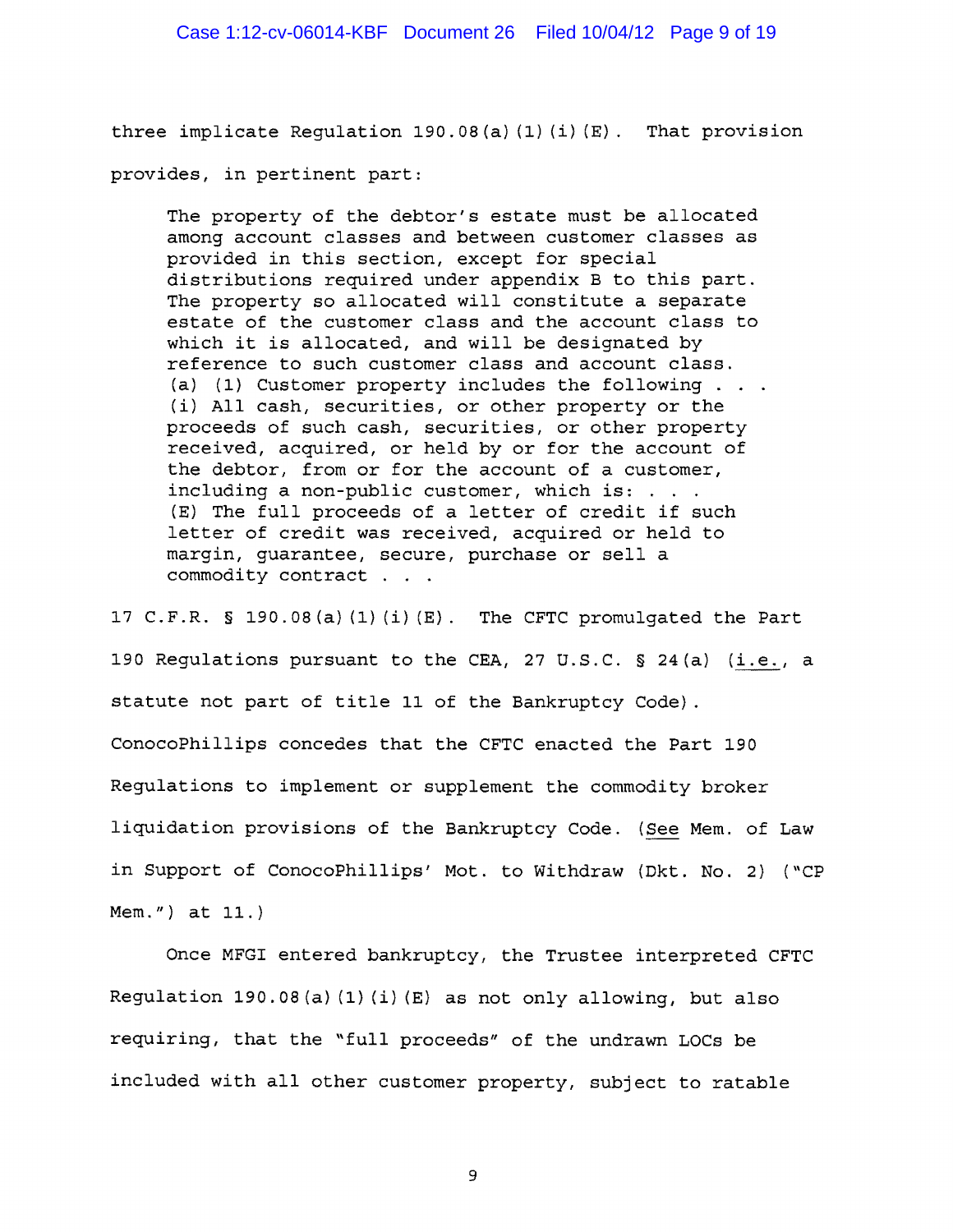three implicate Regulation 190.08(a)(1)(i)(E). That provision provides, in pertinent part:

> The property of the debtor's estate must be allocated among account classes and between customer classes as provided in this section, except for special distributions required under appendix B to this part. The property so allocated will constitute a separate estate of the customer class and the account class to which it is allocated, and will be designated by reference to such customer class and account class.
> (a) (1) Customer property includes the following . . .
> (i) All cash, securities, or other property or the proceeds of such cash, securities, or other property received, acquired, or held by or for the account of the debtor, from or for the account of a customer, including a non-public customer, which is: . . .
> (E) The full proceeds of a letter of credit if such letter of credit was received, acquired or held to margin, guarantee, secure, purchase or sell a commodity contract . . .

17 C.F.R. § 190.08(a)(1)(i)(E). The CFTC promulgated the Part 190 Regulations pursuant to the CEA, 27 U.S.C. § 24(a) (i.e., a statute not part of title 11 of the Bankruptcy Code). ConocoPhillips concedes that the CFTC enacted the Part 190 Regulations to implement or supplement the commodity broker liquidation provisions of the Bankruptcy Code. (See Mem. of Law in Support of ConocoPhillips' Mot. to Withdraw (Dkt. No. 2) ("CP Mem.") at 11.)

Once MFGI entered bankruptcy, the Trustee interpreted CFTC Regulation 190.08(a)(1)(i)(E) as not only allowing, but also requiring, that the "full proceeds" of the undrawn LOCs be included with all other customer property, subject to ratable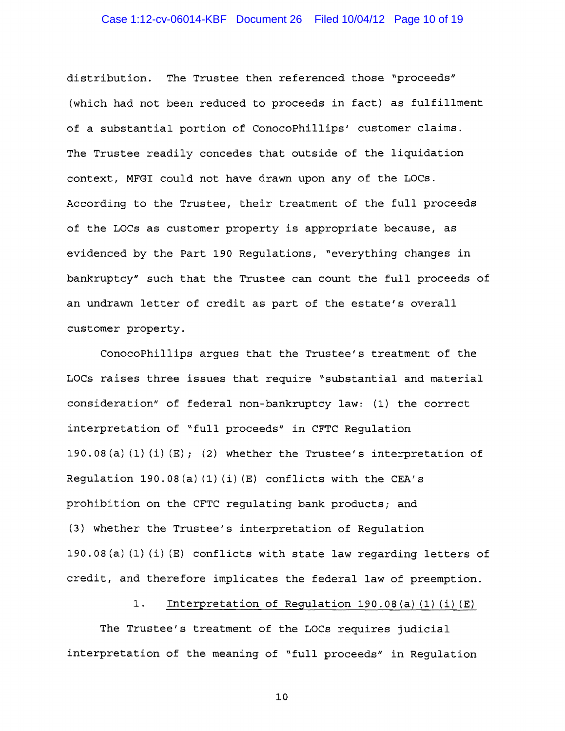distribution. The Trustee then referenced those "proceeds" (which had not been reduced to proceeds in fact) as fulfillment of a substantial portion of ConocoPhillips' customer claims. The Trustee readily concedes that outside of the liquidation context, MFGI could not have drawn upon any of the LOCs. According to the Trustee, their treatment of the full proceeds of the LOCs as customer property is appropriate because, as evidenced by the Part 190 Regulations, "everything changes in bankruptcy" such that the Trustee can count the full proceeds of an undrawn letter of credit as part of the estate's overall customer property.

ConocoPhillips argues that the Trustee's treatment of the LOCs raises three issues that require "substantial and material consideration" of federal non-bankruptcy law: (1) the correct interpretation of "full proceeds" in CFTC Regulation 190.08(a)(1)(i)(E); (2) whether the Trustee's interpretation of Regulation 190.08(a)(1)(i)(E) conflicts with the CEA's prohibition on the CFTC regulating bank products; and (3) whether the Trustee's interpretation of Regulation 190.08(a)(1)(i)(E) conflicts with state law regarding letters of credit, and therefore implicates the federal law of preemption.

1. <u>Interpretation of Regulation 190.08(a)(1)(i)(E)</u>

The Trustee's treatment of the LOCs requires judicial interpretation of the meaning of "full proceeds" in Regulation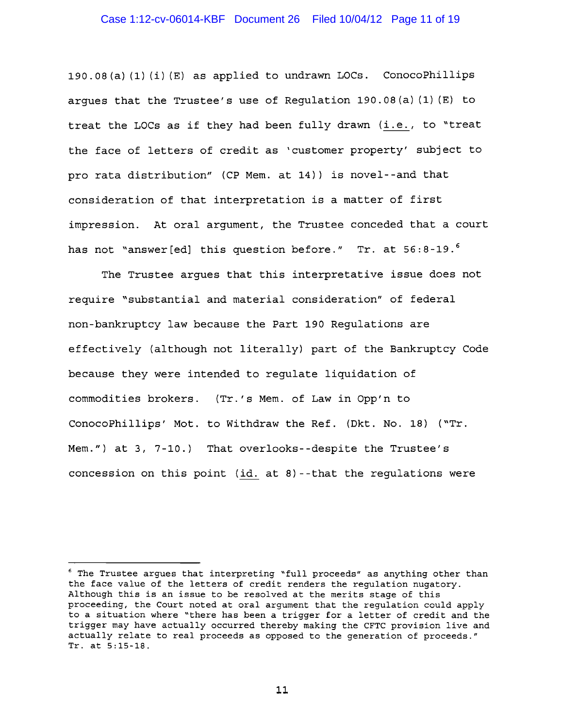190.08(a)(1)(i)(E) as applied to undrawn LOCs. ConocoPhillips argues that the Trustee's use of Regulation 190.08(a)(1)(E) to treat the LOCs as if they had been fully drawn (*i.e.*, to "treat the face of letters of credit as 'customer property' subject to pro rata distribution" (CP Mem. at 14)) is novel--and that consideration of that interpretation is a matter of first impression. At oral argument, the Trustee conceded that a court has not "answer[ed] this question before." Tr. at 56:8-19.[6]

The Trustee argues that this interpretative issue does not require "substantial and material consideration" of federal non-bankruptcy law because the Part 190 Regulations are effectively (although not literally) part of the Bankruptcy Code because they were intended to regulate liquidation of commodities brokers. (Tr.'s Mem. of Law in Opp'n to ConocoPhillips' Mot. to Withdraw the Ref. (Dkt. No. 18) ("Tr. Mem.") at 3, 7-10.) That overlooks--despite the Trustee's concession on this point (*id.* at 8)--that the regulations were

---

[6] The Trustee argues that interpreting "full proceeds" as anything other than the face value of the letters of credit renders the regulation nugatory. Although this is an issue to be resolved at the merits stage of this proceeding, the Court noted at oral argument that the regulation could apply to a situation where "there has been a trigger for a letter of credit and the trigger may have actually occurred thereby making the CFTC provision live and actually relate to real proceeds as opposed to the generation of proceeds." Tr. at 5:15-18.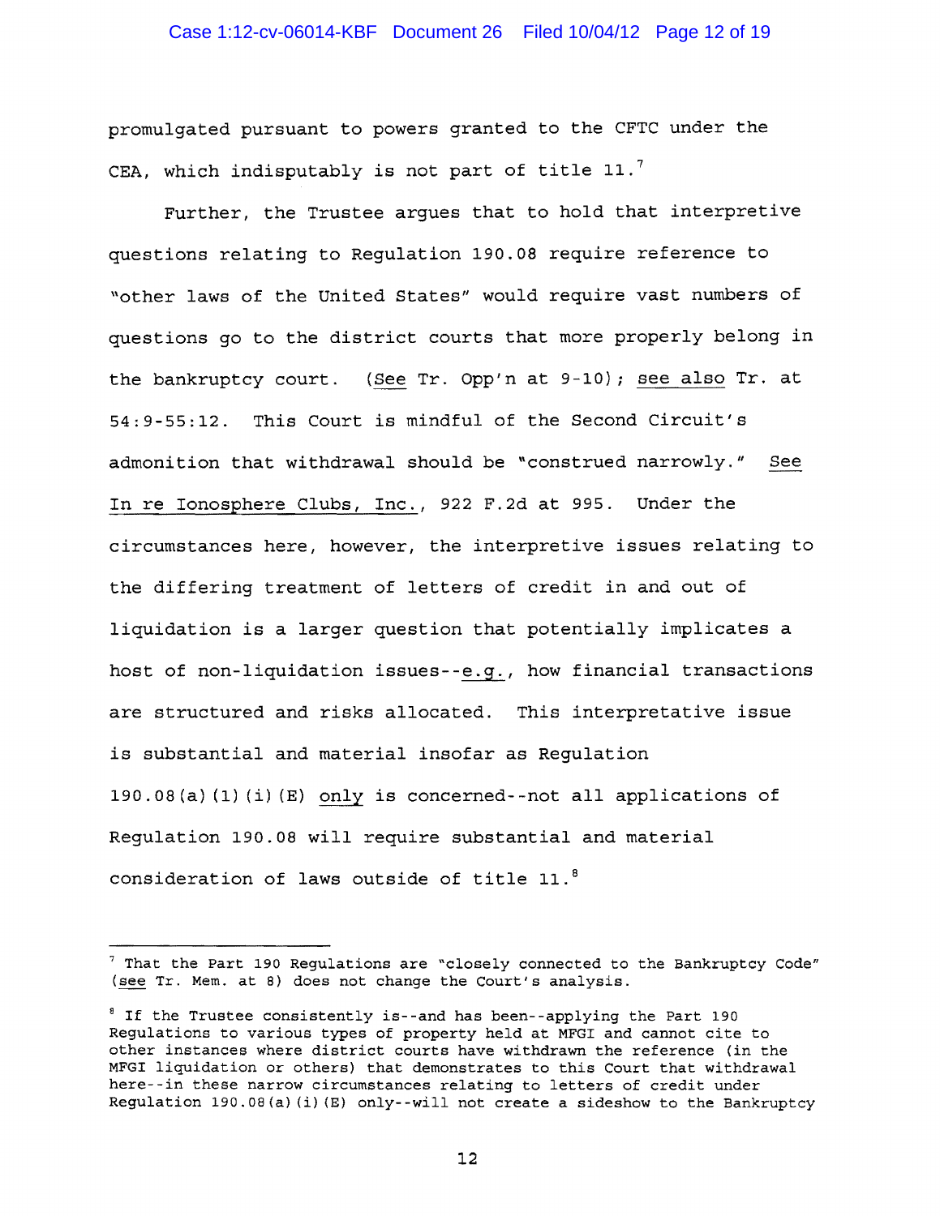promulgated pursuant to powers granted to the CFTC under the CEA, which indisputably is not part of title 11.[7]

Further, the Trustee argues that to hold that interpretive questions relating to Regulation 190.08 require reference to "other laws of the United States" would require vast numbers of questions go to the district courts that more properly belong in the bankruptcy court. (See Tr. Opp'n at 9-10); see also Tr. at 54:9-55:12. This Court is mindful of the Second Circuit's admonition that withdrawal should be "construed narrowly." See In re Ionosphere Clubs, Inc., 922 F.2d at 995. Under the circumstances here, however, the interpretive issues relating to the differing treatment of letters of credit in and out of liquidation is a larger question that potentially implicates a host of non-liquidation issues--e.g., how financial transactions are structured and risks allocated. This interpretative issue is substantial and material insofar as Regulation 190.08(a)(1)(i)(E) only is concerned--not all applications of Regulation 190.08 will require substantial and material consideration of laws outside of title 11.[8]

---

[7] That the Part 190 Regulations are "closely connected to the Bankruptcy Code" (see Tr. Mem. at 8) does not change the Court's analysis.

[8] If the Trustee consistently is--and has been--applying the Part 190 Regulations to various types of property held at MFGI and cannot cite to other instances where district courts have withdrawn the reference (in the MFGI liquidation or others) that demonstrates to this Court that withdrawal here--in these narrow circumstances relating to letters of credit under Regulation 190.08(a)(i)(E) only--will not create a sideshow to the Bankruptcy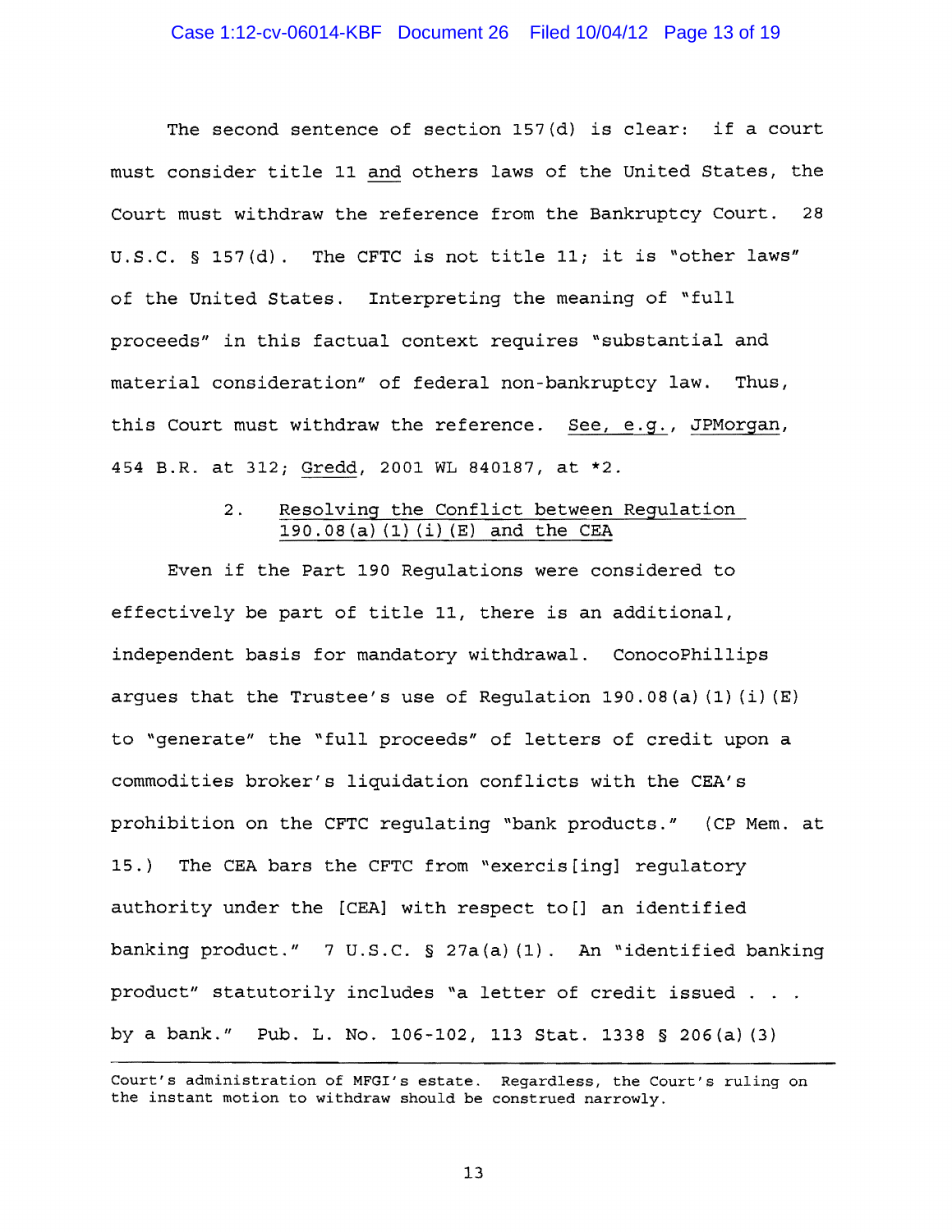The second sentence of section 157(d) is clear: if a court must consider title 11 and others laws of the United States, the Court must withdraw the reference from the Bankruptcy Court. 28 U.S.C. § 157(d). The CFTC is not title 11; it is "other laws" of the United States. Interpreting the meaning of "full proceeds" in this factual context requires "substantial and material consideration" of federal non-bankruptcy law. Thus, this Court must withdraw the reference. See, e.g., JPMorgan, 454 B.R. at 312; Gredd, 2001 WL 840187, at *2.

2. Resolving the Conflict between Regulation 190.08(a)(1)(i)(E) and the CEA

Even if the Part 190 Regulations were considered to effectively be part of title 11, there is an additional, independent basis for mandatory withdrawal. ConocoPhillips argues that the Trustee's use of Regulation 190.08(a)(1)(i)(E) to "generate" the "full proceeds" of letters of credit upon a commodities broker's liquidation conflicts with the CEA's prohibition on the CFTC regulating "bank products." (CP Mem. at 15.) The CEA bars the CFTC from "exercis[ing] regulatory authority under the [CEA] with respect to[] an identified banking product." 7 U.S.C. § 27a(a)(1). An "identified banking product" statutorily includes "a letter of credit issued . . . by a bank." Pub. L. No. 106-102, 113 Stat. 1338 § 206(a)(3)

---

Court's administration of MFGI's estate. Regardless, the Court's ruling on the instant motion to withdraw should be construed narrowly.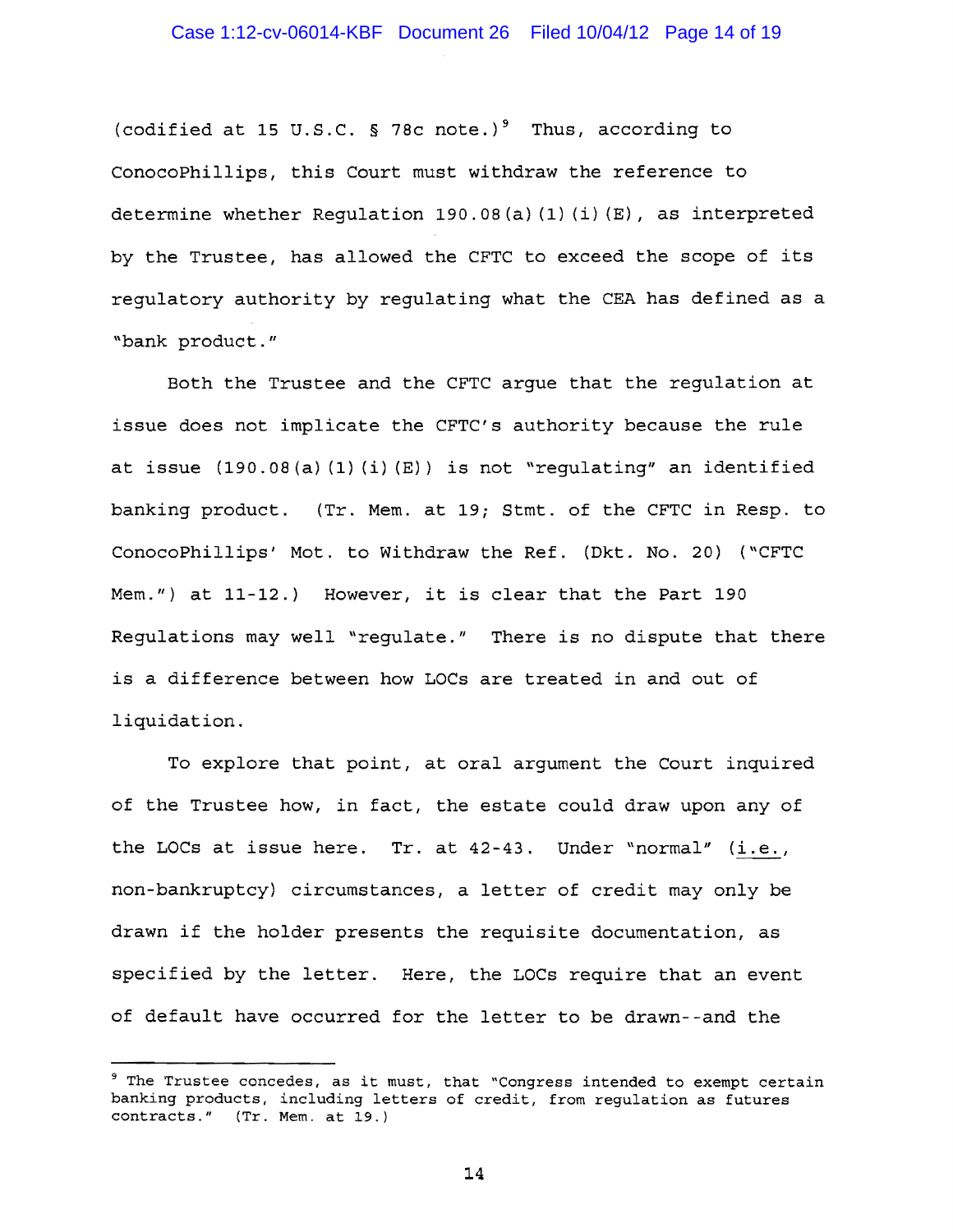(codified at 15 U.S.C. § 78c note.)[9] Thus, according to ConocoPhillips, this Court must withdraw the reference to determine whether Regulation 190.08(a)(1)(i)(E), as interpreted by the Trustee, has allowed the CFTC to exceed the scope of its regulatory authority by regulating what the CEA has defined as a "bank product."

Both the Trustee and the CFTC argue that the regulation at issue does not implicate the CFTC's authority because the rule at issue (190.08(a)(1)(i)(E)) is not "regulating" an identified banking product. (Tr. Mem. at 19; Stmt. of the CFTC in Resp. to ConocoPhillips' Mot. to Withdraw the Ref. (Dkt. No. 20) ("CFTC Mem.") at 11-12.) However, it is clear that the Part 190 Regulations may well "regulate." There is no dispute that there is a difference between how LOCs are treated in and out of liquidation.

To explore that point, at oral argument the Court inquired of the Trustee how, in fact, the estate could draw upon any of the LOCs at issue here. Tr. at 42-43. Under "normal" (i.e., non-bankruptcy) circumstances, a letter of credit may only be drawn if the holder presents the requisite documentation, as specified by the letter. Here, the LOCs require that an event of default have occurred for the letter to be drawn--and the

---

[9] The Trustee concedes, as it must, that "Congress intended to exempt certain banking products, including letters of credit, from regulation as futures contracts." (Tr. Mem. at 19.)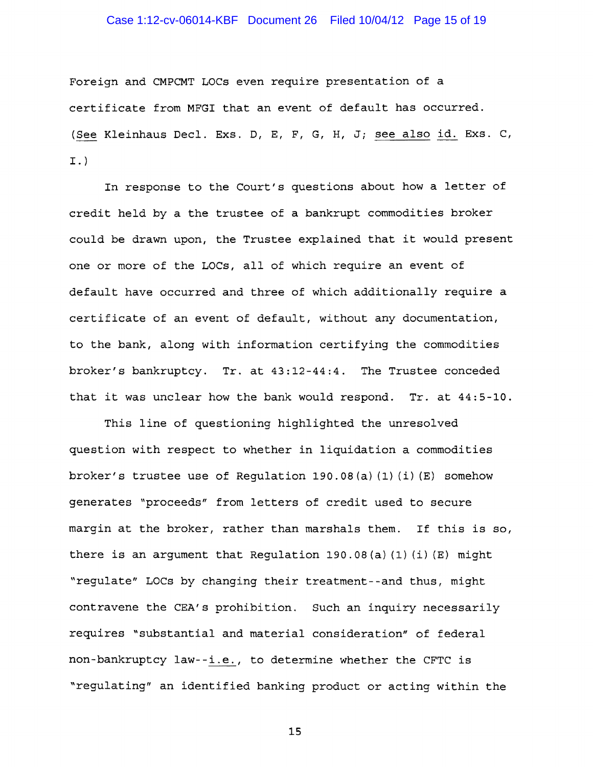Foreign and CMPCMT LOCs even require presentation of a certificate from MFGI that an event of default has occurred. (*See* Kleinhaus Decl. Exs. D, E, F, G, H, J; *see also id.* Exs. C, I.)

In response to the Court's questions about how a letter of credit held by a the trustee of a bankrupt commodities broker could be drawn upon, the Trustee explained that it would present one or more of the LOCs, all of which require an event of default have occurred and three of which additionally require a certificate of an event of default, without any documentation, to the bank, along with information certifying the commodities broker's bankruptcy. Tr. at 43:12-44:4. The Trustee conceded that it was unclear how the bank would respond. Tr. at 44:5-10.

This line of questioning highlighted the unresolved question with respect to whether in liquidation a commodities broker's trustee use of Regulation 190.08(a)(1)(i)(E) somehow generates "proceeds" from letters of credit used to secure margin at the broker, rather than marshals them. If this is so, there is an argument that Regulation 190.08(a)(1)(i)(E) might "regulate" LOCs by changing their treatment--and thus, might contravene the CEA's prohibition. Such an inquiry necessarily requires "substantial and material consideration" of federal non-bankruptcy law--*i.e.*, to determine whether the CFTC is "regulating" an identified banking product or acting within the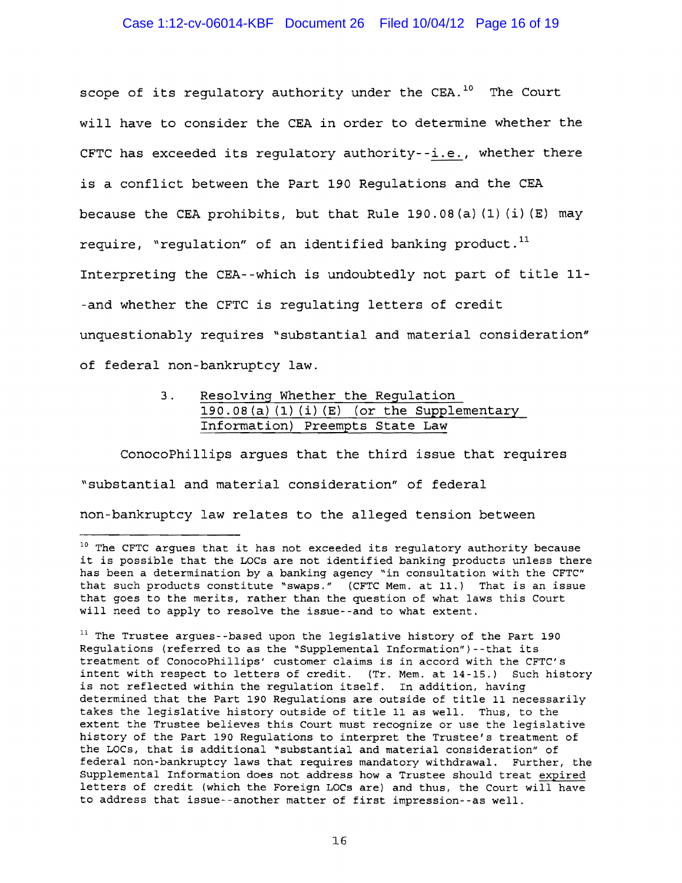scope of its regulatory authority under the CEA.[10] The Court will have to consider the CEA in order to determine whether the CFTC has exceeded its regulatory authority--i.e., whether there is a conflict between the Part 190 Regulations and the CEA because the CEA prohibits, but that Rule 190.08(a)(1)(i)(E) may require, "regulation" of an identified banking product.[11] Interpreting the CEA--which is undoubtedly not part of title 11--and whether the CFTC is regulating letters of credit unquestionably requires "substantial and material consideration" of federal non-bankruptcy law.

### 3. Resolving Whether the Regulation 190.08(a)(1)(i)(E) (or the Supplementary Information) Preempts State Law

ConocoPhillips argues that the third issue that requires "substantial and material consideration" of federal non-bankruptcy law relates to the alleged tension between

---

[10] The CFTC argues that it has not exceeded its regulatory authority because it is possible that the LOCs are not identified banking products unless there has been a determination by a banking agency "in consultation with the CFTC" that such products constitute "swaps." (CFTC Mem. at 11.) That is an issue that goes to the merits, rather than the question of what laws this Court will need to apply to resolve the issue--and to what extent.

[11] The Trustee argues--based upon the legislative history of the Part 190 Regulations (referred to as the "Supplemental Information")--that its treatment of ConocoPhillips' customer claims is in accord with the CFTC's intent with respect to letters of credit. (Tr. Mem. at 14-15.) Such history is not reflected within the regulation itself. In addition, having determined that the Part 190 Regulations are outside of title 11 necessarily takes the legislative history outside of title 11 as well. Thus, to the extent the Trustee believes this Court must recognize or use the legislative history of the Part 190 Regulations to interpret the Trustee's treatment of the LOCs, that is additional "substantial and material consideration" of federal non-bankruptcy laws that requires mandatory withdrawal. Further, the Supplemental Information does not address how a Trustee should treat expired letters of credit (which the Foreign LOCs are) and thus, the Court will have to address that issue--another matter of first impression--as well.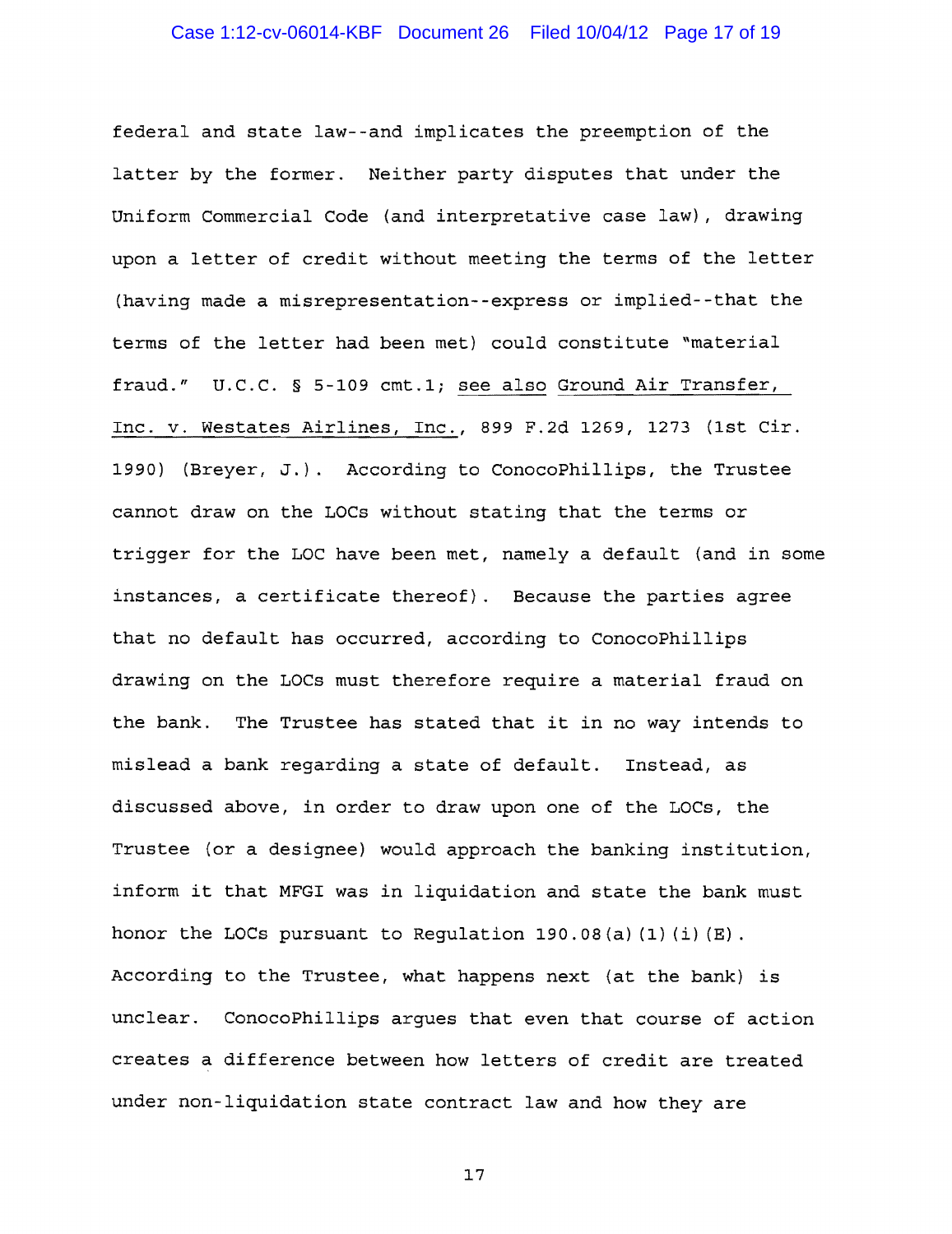federal and state law--and implicates the preemption of the latter by the former. Neither party disputes that under the Uniform Commercial Code (and interpretative case law), drawing upon a letter of credit without meeting the terms of the letter (having made a misrepresentation--express or implied--that the terms of the letter had been met) could constitute "material fraud." U.C.C. § 5-109 cmt.1; see also Ground Air Transfer, Inc. v. Westates Airlines, Inc., 899 F.2d 1269, 1273 (1st Cir. 1990) (Breyer, J.). According to ConocoPhillips, the Trustee cannot draw on the LOCs without stating that the terms or trigger for the LOC have been met, namely a default (and in some instances, a certificate thereof). Because the parties agree that no default has occurred, according to ConocoPhillips drawing on the LOCs must therefore require a material fraud on the bank. The Trustee has stated that it in no way intends to mislead a bank regarding a state of default. Instead, as discussed above, in order to draw upon one of the LOCs, the Trustee (or a designee) would approach the banking institution, inform it that MFGI was in liquidation and state the bank must honor the LOCs pursuant to Regulation 190.08(a)(1)(i)(E). According to the Trustee, what happens next (at the bank) is unclear. ConocoPhillips argues that even that course of action creates a difference between how letters of credit are treated under non-liquidation state contract law and how they are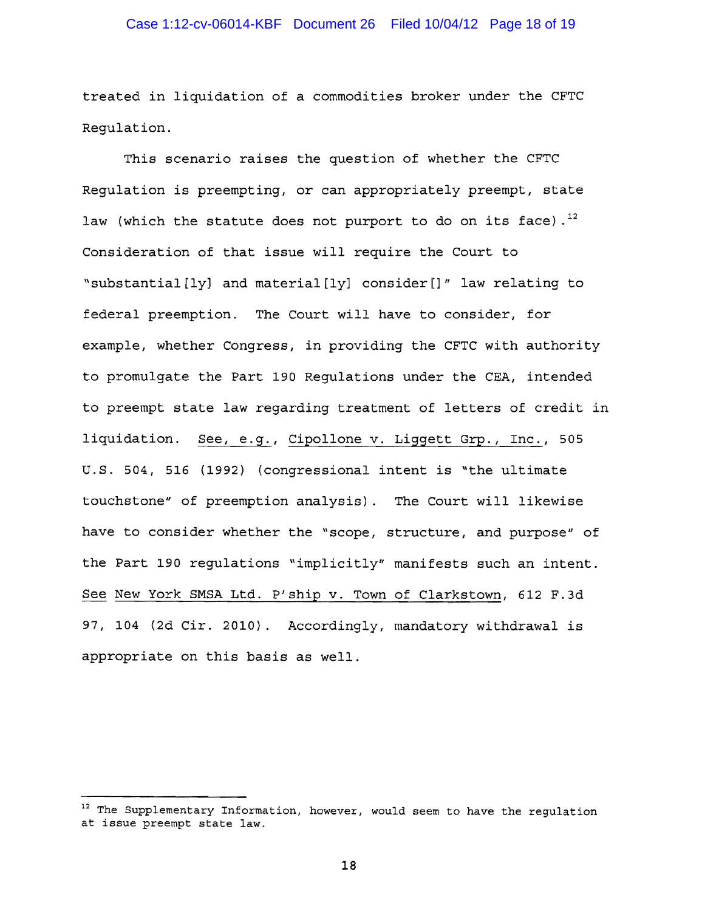treated in liquidation of a commodities broker under the CFTC Regulation.

This scenario raises the question of whether the CFTC Regulation is preempting, or can appropriately preempt, state law (which the statute does not purport to do on its face).[12] Consideration of that issue will require the Court to "substantial[ly] and material[ly] consider[]" law relating to federal preemption. The Court will have to consider, for example, whether Congress, in providing the CFTC with authority to promulgate the Part 190 Regulations under the CEA, intended to preempt state law regarding treatment of letters of credit in liquidation. See, e.g., Cipollone v. Liggett Grp., Inc., 505 U.S. 504, 516 (1992) (congressional intent is "the ultimate touchstone" of preemption analysis). The Court will likewise have to consider whether the "scope, structure, and purpose" of the Part 190 regulations "implicitly" manifests such an intent. See New York SMSA Ltd. P'ship v. Town of Clarkstown, 612 F.3d 97, 104 (2d Cir. 2010). Accordingly, mandatory withdrawal is appropriate on this basis as well.

---

[12] The Supplementary Information, however, would seem to have the regulation at issue preempt state law.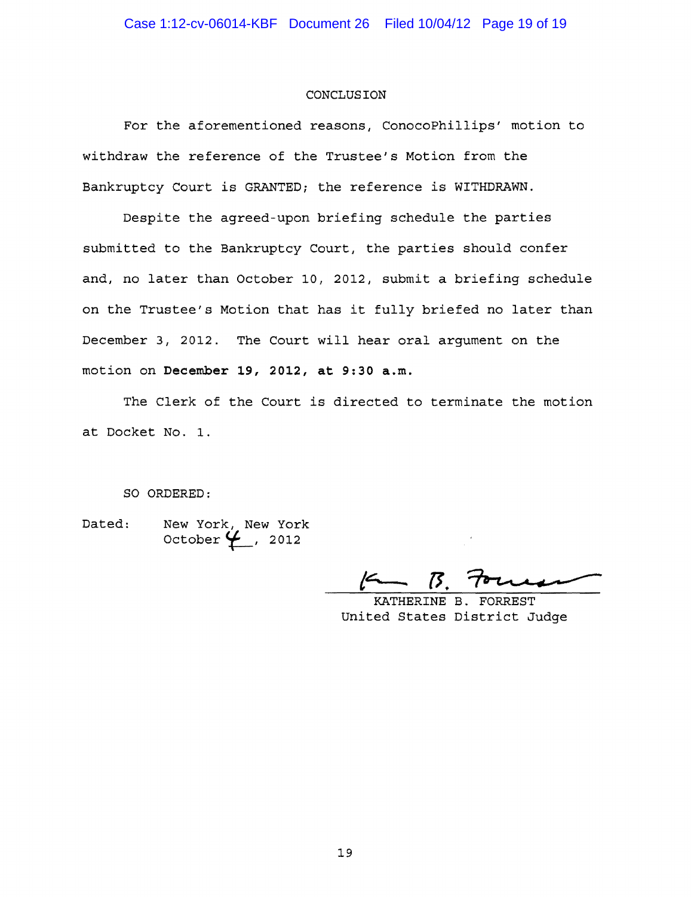## CONCLUSION

For the aforementioned reasons, ConocoPhillips' motion to withdraw the reference of the Trustee's Motion from the Bankruptcy Court is GRANTED; the reference is WITHDRAWN.

Despite the agreed-upon briefing schedule the parties submitted to the Bankruptcy Court, the parties should confer and, no later than October 10, 2012, submit a briefing schedule on the Trustee's Motion that has it fully briefed no later than December 3, 2012. The Court will hear oral argument on the motion on **December 19, 2012, at 9:30 a.m.**

The Clerk of the Court is directed to terminate the motion at Docket No. 1.

SO ORDERED:

Dated: New York, New York
October 4, 2012

K. B. Forrest

KATHERINE B. FORREST
United States District Judge